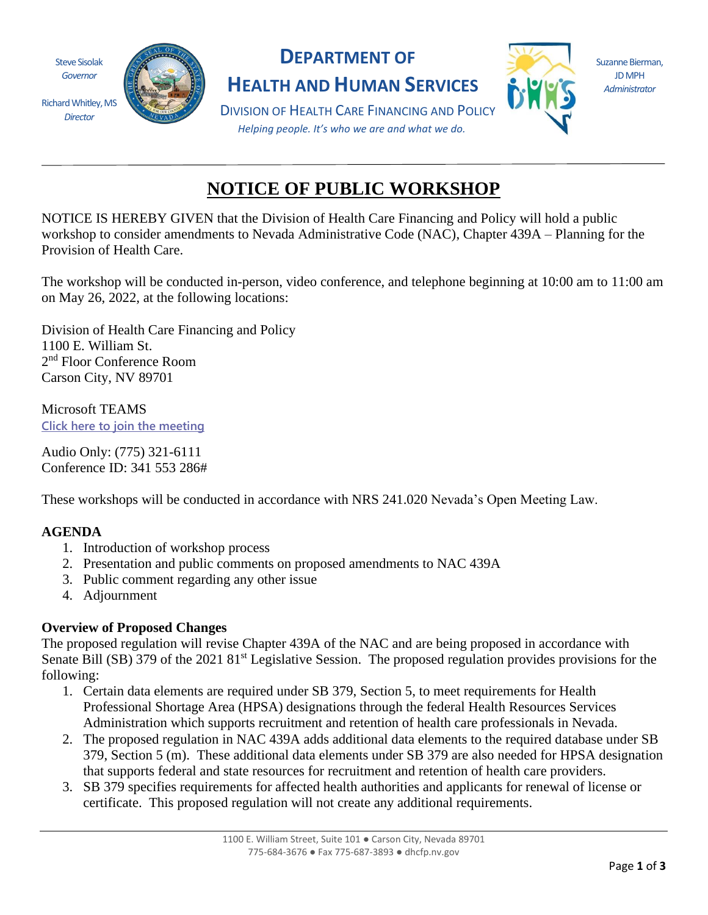Steve Sisolak
*Governor*

Richard Whitley, MS
*Director*

# DEPARTMENT OF HEALTH AND HUMAN SERVICES

DIVISION OF HEALTH CARE FINANCING AND POLICY

*Helping people. It's who we are and what we do.*

Suzanne Bierman, JD MPH
*Administrator*

---

# NOTICE OF PUBLIC WORKSHOP

NOTICE IS HEREBY GIVEN that the Division of Health Care Financing and Policy will hold a public workshop to consider amendments to Nevada Administrative Code (NAC), Chapter 439A – Planning for the Provision of Health Care.

The workshop will be conducted in-person, video conference, and telephone beginning at 10:00 am to 11:00 am on May 26, 2022, at the following locations:

Division of Health Care Financing and Policy
1100 E. William St.
2nd Floor Conference Room
Carson City, NV 89701

Microsoft TEAMS
Click here to join the meeting

Audio Only: (775) 321-6111
Conference ID: 341 553 286#

These workshops will be conducted in accordance with NRS 241.020 Nevada's Open Meeting Law.

**AGENDA**

1. Introduction of workshop process
2. Presentation and public comments on proposed amendments to NAC 439A
3. Public comment regarding any other issue
4. Adjournment

**Overview of Proposed Changes**

The proposed regulation will revise Chapter 439A of the NAC and are being proposed in accordance with Senate Bill (SB) 379 of the 2021 81st Legislative Session. The proposed regulation provides provisions for the following:

1. Certain data elements are required under SB 379, Section 5, to meet requirements for Health Professional Shortage Area (HPSA) designations through the federal Health Resources Services Administration which supports recruitment and retention of health care professionals in Nevada.
2. The proposed regulation in NAC 439A adds additional data elements to the required database under SB 379, Section 5 (m). These additional data elements under SB 379 are also needed for HPSA designation that supports federal and state resources for recruitment and retention of health care providers.
3. SB 379 specifies requirements for affected health authorities and applicants for renewal of license or certificate. This proposed regulation will not create any additional requirements.

1100 E. William Street, Suite 101 ● Carson City, Nevada 89701
775-684-3676 ● Fax 775-687-3893 ● dhcfp.nv.gov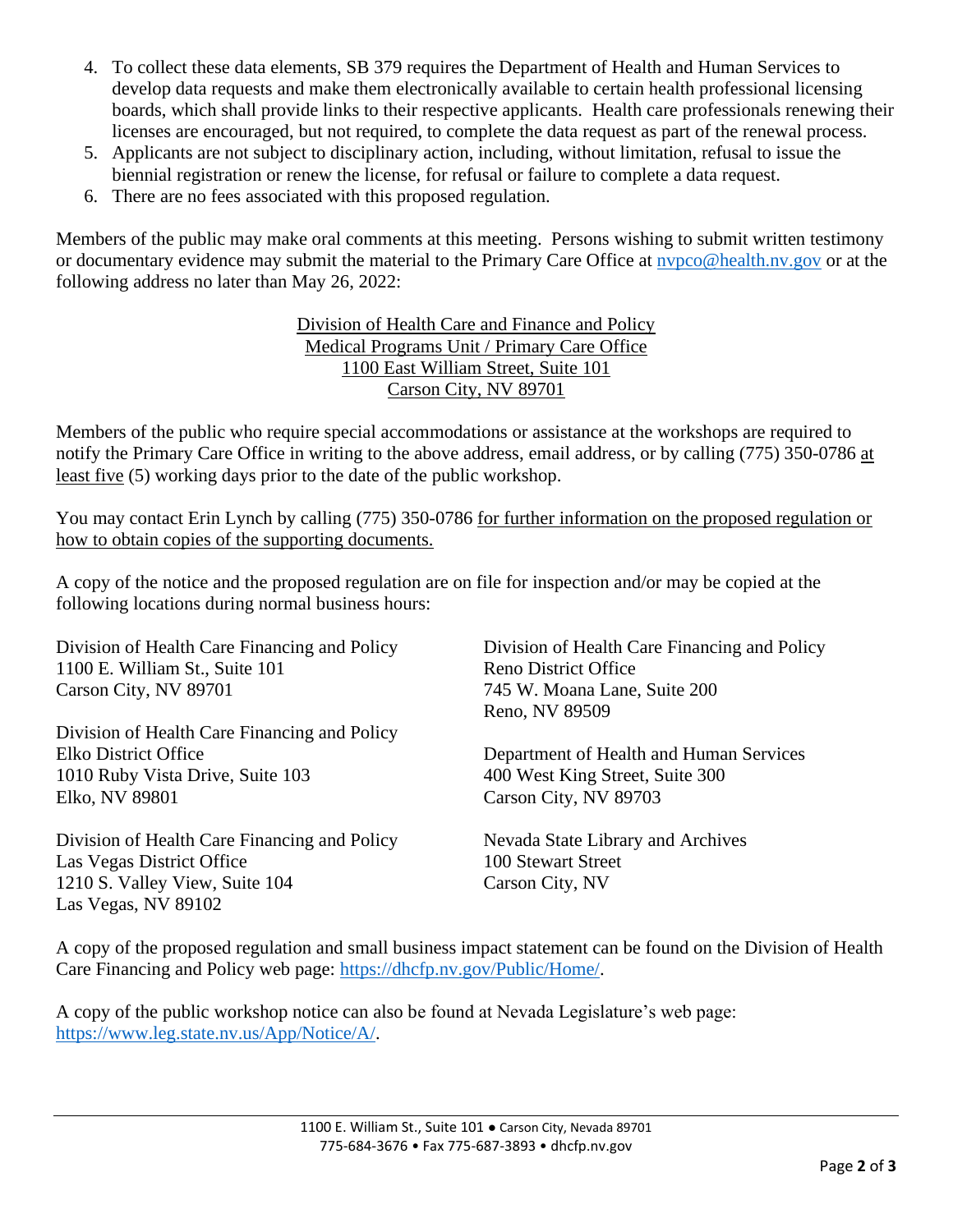4. To collect these data elements, SB 379 requires the Department of Health and Human Services to develop data requests and make them electronically available to certain health professional licensing boards, which shall provide links to their respective applicants. Health care professionals renewing their licenses are encouraged, but not required, to complete the data request as part of the renewal process.
5. Applicants are not subject to disciplinary action, including, without limitation, refusal to issue the biennial registration or renew the license, for refusal or failure to complete a data request.
6. There are no fees associated with this proposed regulation.

Members of the public may make oral comments at this meeting. Persons wishing to submit written testimony or documentary evidence may submit the material to the Primary Care Office at nvpco@health.nv.gov or at the following address no later than May 26, 2022:

Division of Health Care and Finance and Policy
Medical Programs Unit / Primary Care Office
1100 East William Street, Suite 101
Carson City, NV 89701

Members of the public who require special accommodations or assistance at the workshops are required to notify the Primary Care Office in writing to the above address, email address, or by calling (775) 350-0786 at least five (5) working days prior to the date of the public workshop.

You may contact Erin Lynch by calling (775) 350-0786 for further information on the proposed regulation or how to obtain copies of the supporting documents.

A copy of the notice and the proposed regulation are on file for inspection and/or may be copied at the following locations during normal business hours:

Division of Health Care Financing and Policy
1100 E. William St., Suite 101
Carson City, NV 89701

Division of Health Care Financing and Policy
Elko District Office
1010 Ruby Vista Drive, Suite 103
Elko, NV 89801

Division of Health Care Financing and Policy
Las Vegas District Office
1210 S. Valley View, Suite 104
Las Vegas, NV 89102

Division of Health Care Financing and Policy
Reno District Office
745 W. Moana Lane, Suite 200
Reno, NV 89509

Department of Health and Human Services
400 West King Street, Suite 300
Carson City, NV 89703

Nevada State Library and Archives
100 Stewart Street
Carson City, NV

A copy of the proposed regulation and small business impact statement can be found on the Division of Health Care Financing and Policy web page: https://dhcfp.nv.gov/Public/Home/.

A copy of the public workshop notice can also be found at Nevada Legislature's web page: https://www.leg.state.nv.us/App/Notice/A/.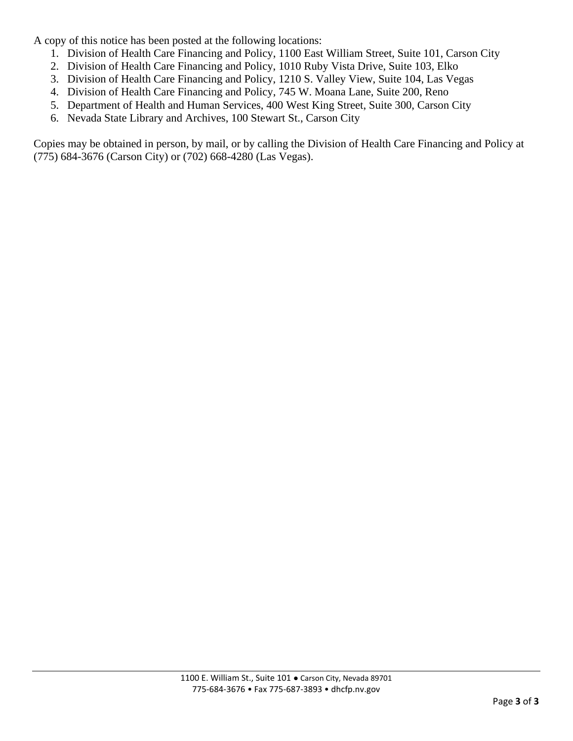A copy of this notice has been posted at the following locations:

1. Division of Health Care Financing and Policy, 1100 East William Street, Suite 101, Carson City
2. Division of Health Care Financing and Policy, 1010 Ruby Vista Drive, Suite 103, Elko
3. Division of Health Care Financing and Policy, 1210 S. Valley View, Suite 104, Las Vegas
4. Division of Health Care Financing and Policy, 745 W. Moana Lane, Suite 200, Reno
5. Department of Health and Human Services, 400 West King Street, Suite 300, Carson City
6. Nevada State Library and Archives, 100 Stewart St., Carson City

Copies may be obtained in person, by mail, or by calling the Division of Health Care Financing and Policy at (775) 684-3676 (Carson City) or (702) 668-4280 (Las Vegas).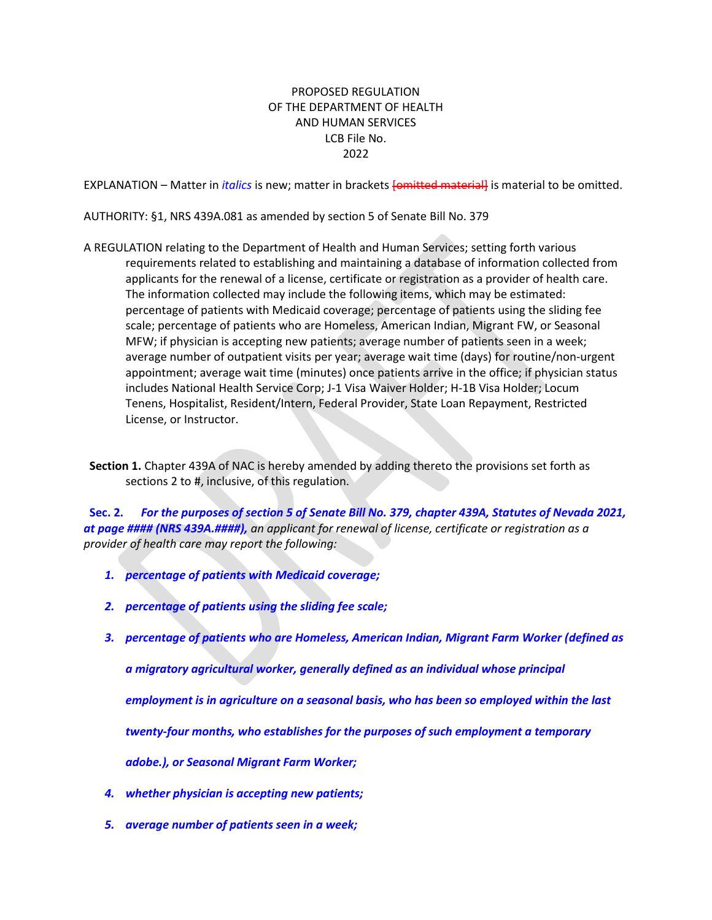PROPOSED REGULATION
OF THE DEPARTMENT OF HEALTH
AND HUMAN SERVICES
LCB File No.
2022

EXPLANATION – Matter in *italics* is new; matter in brackets ~~[omitted material]~~ is material to be omitted.

AUTHORITY: §1, NRS 439A.081 as amended by section 5 of Senate Bill No. 379

A REGULATION relating to the Department of Health and Human Services; setting forth various requirements related to establishing and maintaining a database of information collected from applicants for the renewal of a license, certificate or registration as a provider of health care. The information collected may include the following items, which may be estimated: percentage of patients with Medicaid coverage; percentage of patients using the sliding fee scale; percentage of patients who are Homeless, American Indian, Migrant FW, or Seasonal MFW; if physician is accepting new patients; average number of patients seen in a week; average number of outpatient visits per year; average wait time (days) for routine/non-urgent appointment; average wait time (minutes) once patients arrive in the office; if physician status includes National Health Service Corp; J-1 Visa Waiver Holder; H-1B Visa Holder; Locum Tenens, Hospitalist, Resident/Intern, Federal Provider, State Loan Repayment, Restricted License, or Instructor.

**Section 1.** Chapter 439A of NAC is hereby amended by adding thereto the provisions set forth as sections 2 to #, inclusive, of this regulation.

**Sec. 2.** ***For the purposes of section 5 of Senate Bill No. 379, chapter 439A, Statutes of Nevada 2021, at page #### (NRS 439A.####),*** *an applicant for renewal of license, certificate or registration as a provider of health care may report the following:*

1. ***percentage of patients with Medicaid coverage;***
2. ***percentage of patients using the sliding fee scale;***
3. ***percentage of patients who are Homeless, American Indian, Migrant Farm Worker (defined as a migratory agricultural worker, generally defined as an individual whose principal employment is in agriculture on a seasonal basis, who has been so employed within the last twenty-four months, who establishes for the purposes of such employment a temporary adobe.), or Seasonal Migrant Farm Worker;***
4. ***whether physician is accepting new patients;***
5. ***average number of patients seen in a week;***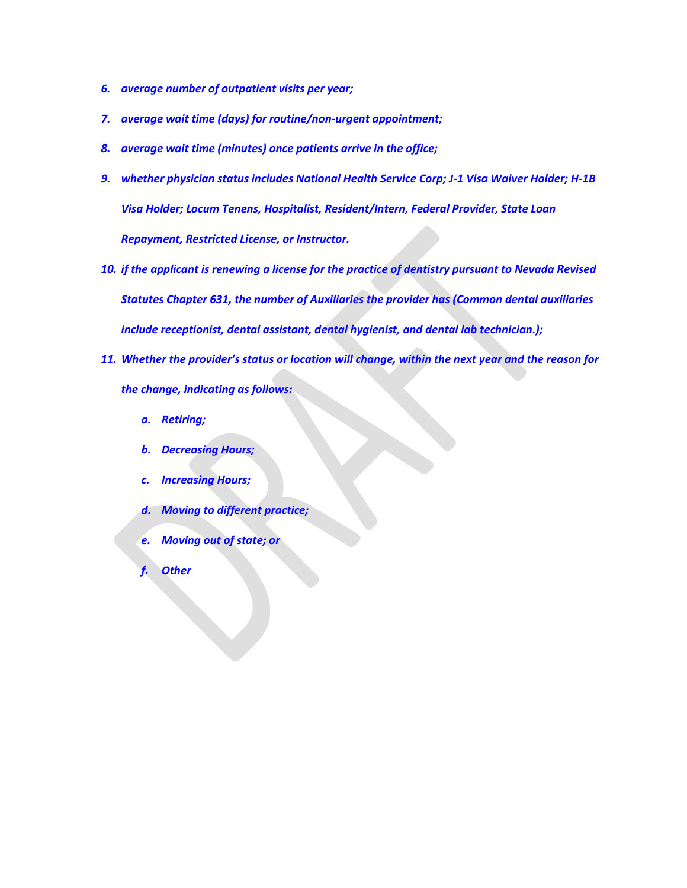6. *average number of outpatient visits per year;*
7. *average wait time (days) for routine/non-urgent appointment;*
8. *average wait time (minutes) once patients arrive in the office;*
9. *whether physician status includes National Health Service Corp; J-1 Visa Waiver Holder; H-1B Visa Holder; Locum Tenens, Hospitalist, Resident/Intern, Federal Provider, State Loan Repayment, Restricted License, or Instructor.*
10. *if the applicant is renewing a license for the practice of dentistry pursuant to Nevada Revised Statutes Chapter 631, the number of Auxiliaries the provider has (Common dental auxiliaries include receptionist, dental assistant, dental hygienist, and dental lab technician.);*
11. *Whether the provider's status or location will change, within the next year and the reason for the change, indicating as follows:*
    a. *Retiring;*
    b. *Decreasing Hours;*
    c. *Increasing Hours;*
    d. *Moving to different practice;*
    e. *Moving out of state; or*
    f. *Other*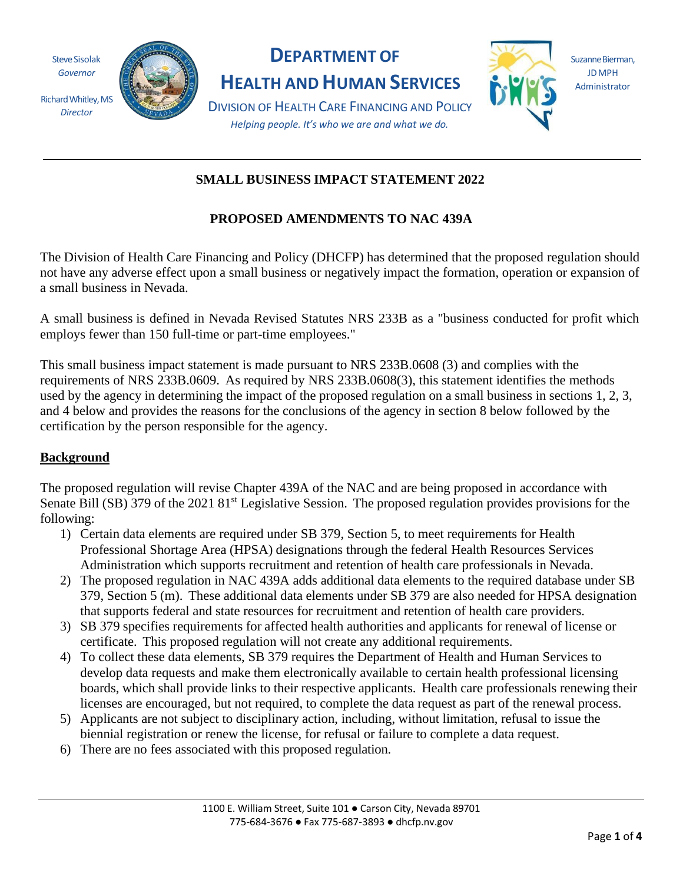Steve Sisolak
*Governor*

Richard Whitley, MS
*Director*

# DEPARTMENT OF HEALTH AND HUMAN SERVICES

DIVISION OF HEALTH CARE FINANCING AND POLICY

*Helping people. It's who we are and what we do.*

Suzanne Bierman, JD MPH
Administrator

---

## SMALL BUSINESS IMPACT STATEMENT 2022

## PROPOSED AMENDMENTS TO NAC 439A

The Division of Health Care Financing and Policy (DHCFP) has determined that the proposed regulation should not have any adverse effect upon a small business or negatively impact the formation, operation or expansion of a small business in Nevada.

A small business is defined in Nevada Revised Statutes NRS 233B as a "business conducted for profit which employs fewer than 150 full-time or part-time employees."

This small business impact statement is made pursuant to NRS 233B.0608 (3) and complies with the requirements of NRS 233B.0609. As required by NRS 233B.0608(3), this statement identifies the methods used by the agency in determining the impact of the proposed regulation on a small business in sections 1, 2, 3, and 4 below and provides the reasons for the conclusions of the agency in section 8 below followed by the certification by the person responsible for the agency.

### Background

The proposed regulation will revise Chapter 439A of the NAC and are being proposed in accordance with Senate Bill (SB) 379 of the 2021 81st Legislative Session. The proposed regulation provides provisions for the following:

1) Certain data elements are required under SB 379, Section 5, to meet requirements for Health Professional Shortage Area (HPSA) designations through the federal Health Resources Services Administration which supports recruitment and retention of health care professionals in Nevada.
2) The proposed regulation in NAC 439A adds additional data elements to the required database under SB 379, Section 5 (m). These additional data elements under SB 379 are also needed for HPSA designation that supports federal and state resources for recruitment and retention of health care providers.
3) SB 379 specifies requirements for affected health authorities and applicants for renewal of license or certificate. This proposed regulation will not create any additional requirements.
4) To collect these data elements, SB 379 requires the Department of Health and Human Services to develop data requests and make them electronically available to certain health professional licensing boards, which shall provide links to their respective applicants. Health care professionals renewing their licenses are encouraged, but not required, to complete the data request as part of the renewal process.
5) Applicants are not subject to disciplinary action, including, without limitation, refusal to issue the biennial registration or renew the license, for refusal or failure to complete a data request.
6) There are no fees associated with this proposed regulation.

1100 E. William Street, Suite 101 ● Carson City, Nevada 89701
775-684-3676 ● Fax 775-687-3893 ● dhcfp.nv.gov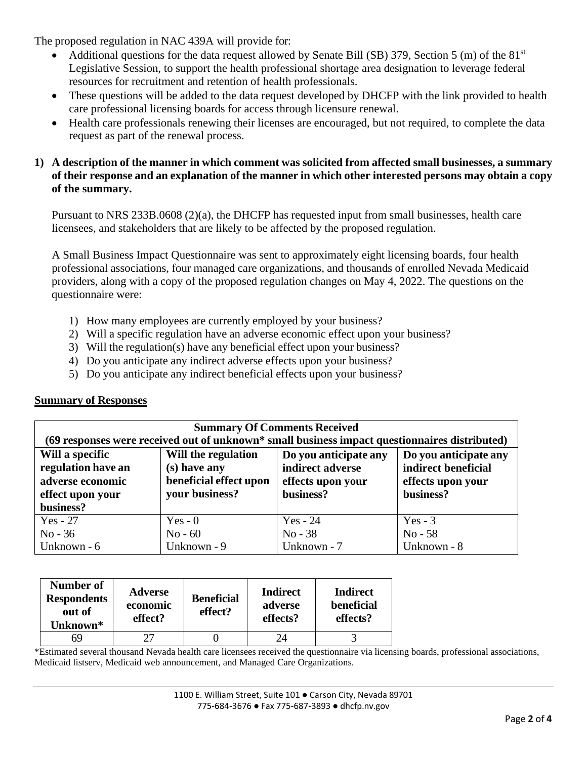The proposed regulation in NAC 439A will provide for:

- Additional questions for the data request allowed by Senate Bill (SB) 379, Section 5 (m) of the 81st Legislative Session, to support the health professional shortage area designation to leverage federal resources for recruitment and retention of health professionals.
- These questions will be added to the data request developed by DHCFP with the link provided to health care professional licensing boards for access through licensure renewal.
- Health care professionals renewing their licenses are encouraged, but not required, to complete the data request as part of the renewal process.

**1) A description of the manner in which comment was solicited from affected small businesses, a summary of their response and an explanation of the manner in which other interested persons may obtain a copy of the summary.**

Pursuant to NRS 233B.0608 (2)(a), the DHCFP has requested input from small businesses, health care licensees, and stakeholders that are likely to be affected by the proposed regulation.

A Small Business Impact Questionnaire was sent to approximately eight licensing boards, four health professional associations, four managed care organizations, and thousands of enrolled Nevada Medicaid providers, along with a copy of the proposed regulation changes on May 4, 2022. The questions on the questionnaire were:

1) How many employees are currently employed by your business?
2) Will a specific regulation have an adverse economic effect upon your business?
3) Will the regulation(s) have any beneficial effect upon your business?
4) Do you anticipate any indirect adverse effects upon your business?
5) Do you anticipate any indirect beneficial effects upon your business?

**Summary of Responses**

| **Summary Of Comments Received (69 responses were received out of unknown* small business impact questionnaires distributed)** | | | |
|---|---|---|---|
| **Will a specific regulation have an adverse economic effect upon your business?** | **Will the regulation (s) have any beneficial effect upon your business?** | **Do you anticipate any indirect adverse effects upon your business?** | **Do you anticipate any indirect beneficial effects upon your business?** |
| Yes - 27<br>No - 36<br>Unknown - 6 | Yes - 0<br>No - 60<br>Unknown - 9 | Yes - 24<br>No - 38<br>Unknown - 7 | Yes - 3<br>No - 58<br>Unknown - 8 |

| Number of Respondents out of Unknown* | Adverse economic effect? | Beneficial effect? | Indirect adverse effects? | Indirect beneficial effects? |
|---|---|---|---|---|
| 69 | 27 | 0 | 24 | 3 |

*Estimated several thousand Nevada health care licensees received the questionnaire via licensing boards, professional associations, Medicaid listserv, Medicaid web announcement, and Managed Care Organizations.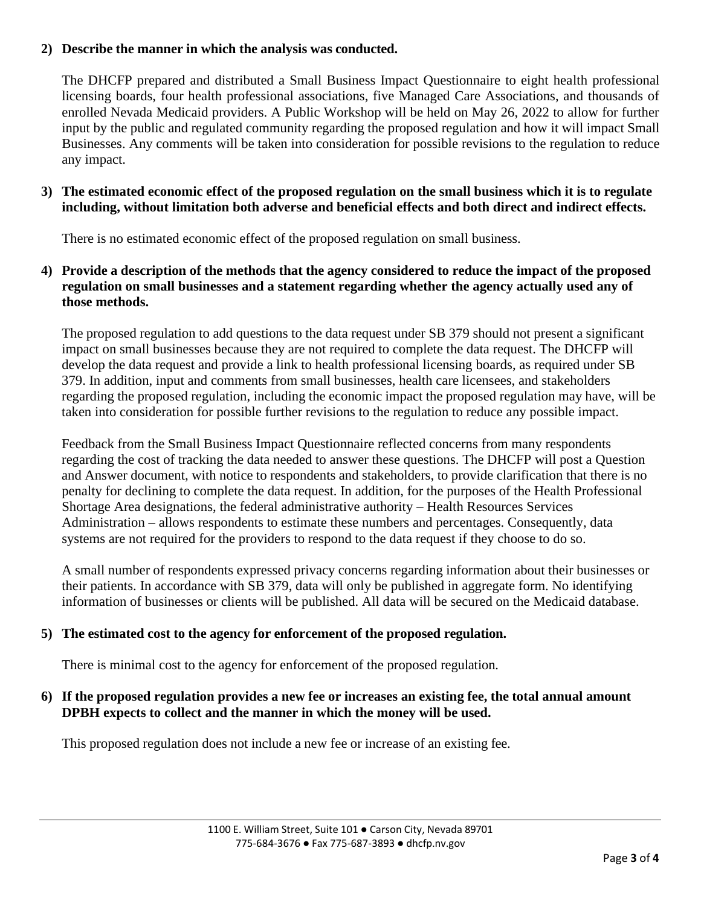**2) Describe the manner in which the analysis was conducted.**

The DHCFP prepared and distributed a Small Business Impact Questionnaire to eight health professional licensing boards, four health professional associations, five Managed Care Associations, and thousands of enrolled Nevada Medicaid providers. A Public Workshop will be held on May 26, 2022 to allow for further input by the public and regulated community regarding the proposed regulation and how it will impact Small Businesses. Any comments will be taken into consideration for possible revisions to the regulation to reduce any impact.

**3) The estimated economic effect of the proposed regulation on the small business which it is to regulate including, without limitation both adverse and beneficial effects and both direct and indirect effects.**

There is no estimated economic effect of the proposed regulation on small business.

**4) Provide a description of the methods that the agency considered to reduce the impact of the proposed regulation on small businesses and a statement regarding whether the agency actually used any of those methods.**

The proposed regulation to add questions to the data request under SB 379 should not present a significant impact on small businesses because they are not required to complete the data request. The DHCFP will develop the data request and provide a link to health professional licensing boards, as required under SB 379. In addition, input and comments from small businesses, health care licensees, and stakeholders regarding the proposed regulation, including the economic impact the proposed regulation may have, will be taken into consideration for possible further revisions to the regulation to reduce any possible impact.

Feedback from the Small Business Impact Questionnaire reflected concerns from many respondents regarding the cost of tracking the data needed to answer these questions. The DHCFP will post a Question and Answer document, with notice to respondents and stakeholders, to provide clarification that there is no penalty for declining to complete the data request. In addition, for the purposes of the Health Professional Shortage Area designations, the federal administrative authority – Health Resources Services Administration – allows respondents to estimate these numbers and percentages. Consequently, data systems are not required for the providers to respond to the data request if they choose to do so.

A small number of respondents expressed privacy concerns regarding information about their businesses or their patients. In accordance with SB 379, data will only be published in aggregate form. No identifying information of businesses or clients will be published. All data will be secured on the Medicaid database.

**5) The estimated cost to the agency for enforcement of the proposed regulation.**

There is minimal cost to the agency for enforcement of the proposed regulation.

**6) If the proposed regulation provides a new fee or increases an existing fee, the total annual amount DPBH expects to collect and the manner in which the money will be used.**

This proposed regulation does not include a new fee or increase of an existing fee.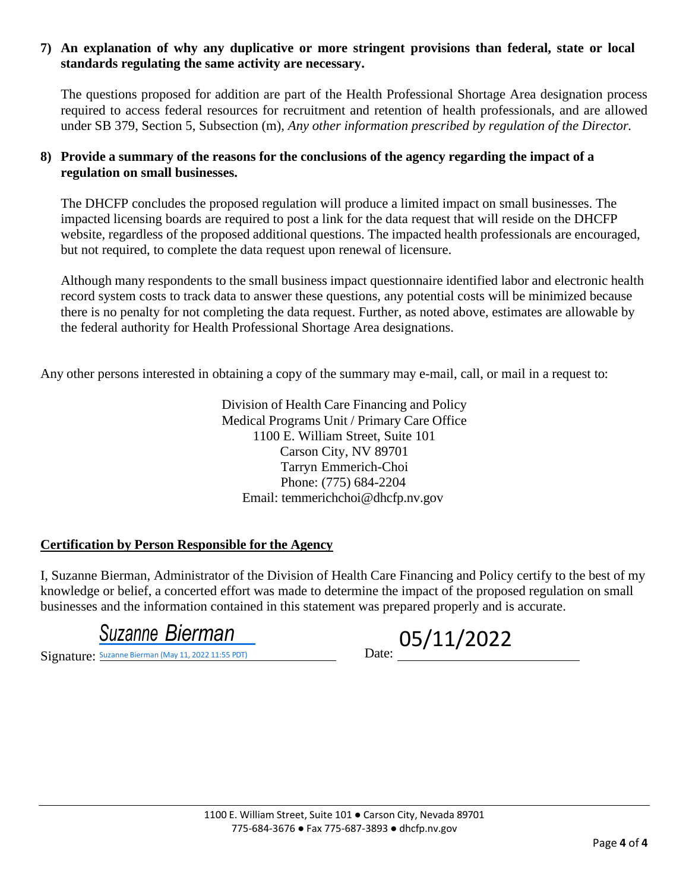**7) An explanation of why any duplicative or more stringent provisions than federal, state or local standards regulating the same activity are necessary.**

The questions proposed for addition are part of the Health Professional Shortage Area designation process required to access federal resources for recruitment and retention of health professionals, and are allowed under SB 379, Section 5, Subsection (m), *Any other information prescribed by regulation of the Director.*

**8) Provide a summary of the reasons for the conclusions of the agency regarding the impact of a regulation on small businesses.**

The DHCFP concludes the proposed regulation will produce a limited impact on small businesses. The impacted licensing boards are required to post a link for the data request that will reside on the DHCFP website, regardless of the proposed additional questions. The impacted health professionals are encouraged, but not required, to complete the data request upon renewal of licensure.

Although many respondents to the small business impact questionnaire identified labor and electronic health record system costs to track data to answer these questions, any potential costs will be minimized because there is no penalty for not completing the data request. Further, as noted above, estimates are allowable by the federal authority for Health Professional Shortage Area designations.

Any other persons interested in obtaining a copy of the summary may e-mail, call, or mail in a request to:

Division of Health Care Financing and Policy
Medical Programs Unit / Primary Care Office
1100 E. William Street, Suite 101
Carson City, NV 89701
Tarryn Emmerich-Choi
Phone: (775) 684-2204
Email: temmerichchoi@dhcfp.nv.gov

**Certification by Person Responsible for the Agency**

I, Suzanne Bierman, Administrator of the Division of Health Care Financing and Policy certify to the best of my knowledge or belief, a concerted effort was made to determine the impact of the proposed regulation on small businesses and the information contained in this statement was prepared properly and is accurate.

Signature: *Suzanne Bierman*
Suzanne Bierman (May 11, 2022 11:55 PDT)

Date: 05/11/2022

1100 E. William Street, Suite 101 ● Carson City, Nevada 89701
775-684-3676 ● Fax 775-687-3893 ● dhcfp.nv.gov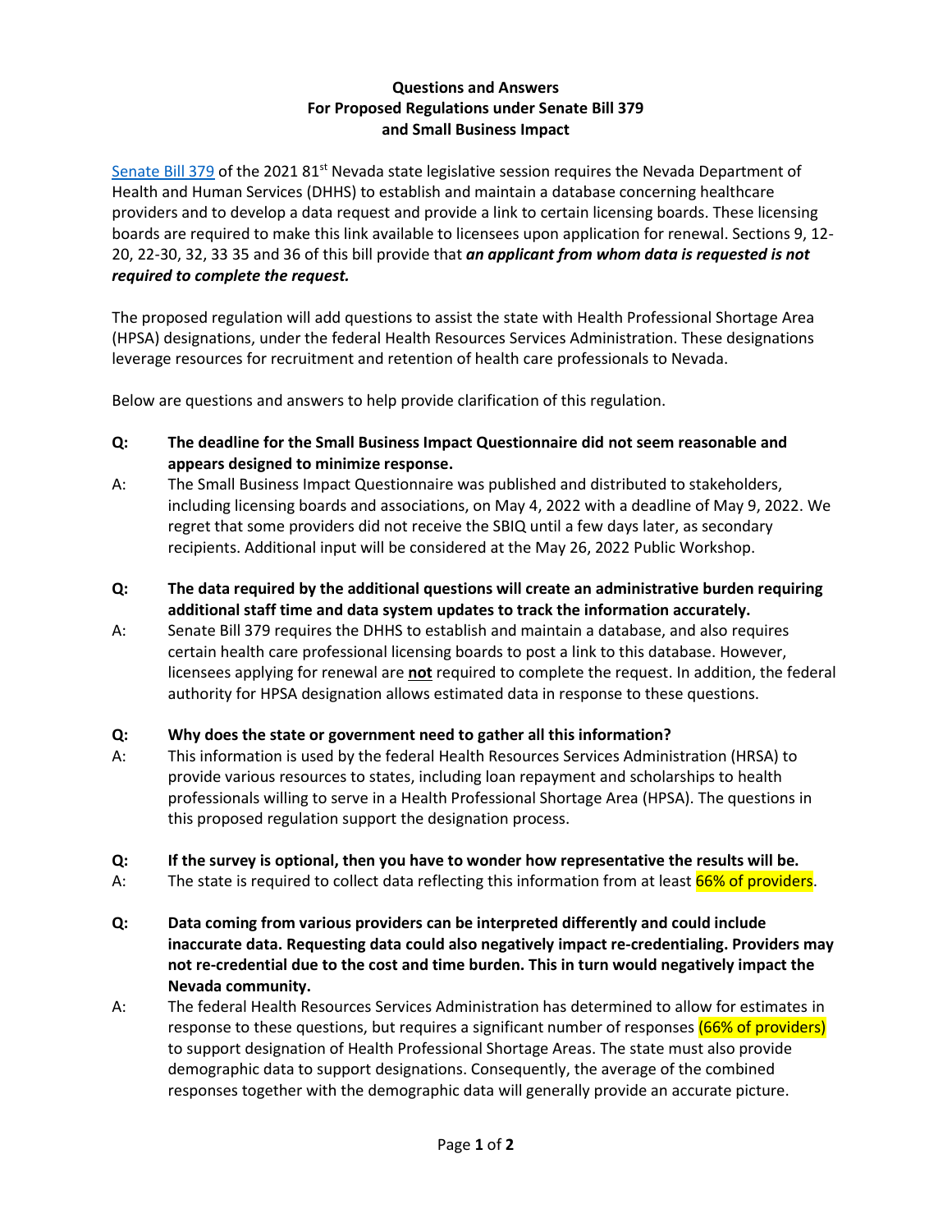**Questions and Answers**
**For Proposed Regulations under Senate Bill 379**
**and Small Business Impact**

Senate Bill 379 of the 2021 81st Nevada state legislative session requires the Nevada Department of Health and Human Services (DHHS) to establish and maintain a database concerning healthcare providers and to develop a data request and provide a link to certain licensing boards. These licensing boards are required to make this link available to licensees upon application for renewal. Sections 9, 12-20, 22-30, 32, 33 35 and 36 of this bill provide that ***an applicant from whom data is requested is not required to complete the request.***

The proposed regulation will add questions to assist the state with Health Professional Shortage Area (HPSA) designations, under the federal Health Resources Services Administration. These designations leverage resources for recruitment and retention of health care professionals to Nevada.

Below are questions and answers to help provide clarification of this regulation.

**Q: The deadline for the Small Business Impact Questionnaire did not seem reasonable and appears designed to minimize response.**

A: The Small Business Impact Questionnaire was published and distributed to stakeholders, including licensing boards and associations, on May 4, 2022 with a deadline of May 9, 2022. We regret that some providers did not receive the SBIQ until a few days later, as secondary recipients. Additional input will be considered at the May 26, 2022 Public Workshop.

**Q: The data required by the additional questions will create an administrative burden requiring additional staff time and data system updates to track the information accurately.**

A: Senate Bill 379 requires the DHHS to establish and maintain a database, and also requires certain health care professional licensing boards to post a link to this database. However, licensees applying for renewal are **not** required to complete the request. In addition, the federal authority for HPSA designation allows estimated data in response to these questions.

**Q: Why does the state or government need to gather all this information?**

A: This information is used by the federal Health Resources Services Administration (HRSA) to provide various resources to states, including loan repayment and scholarships to health professionals willing to serve in a Health Professional Shortage Area (HPSA). The questions in this proposed regulation support the designation process.

**Q: If the survey is optional, then you have to wonder how representative the results will be.**

A: The state is required to collect data reflecting this information from at least 66% of providers.

**Q: Data coming from various providers can be interpreted differently and could include inaccurate data. Requesting data could also negatively impact re-credentialing. Providers may not re-credential due to the cost and time burden. This in turn would negatively impact the Nevada community.**

A: The federal Health Resources Services Administration has determined to allow for estimates in response to these questions, but requires a significant number of responses (66% of providers) to support designation of Health Professional Shortage Areas. The state must also provide demographic data to support designations. Consequently, the average of the combined responses together with the demographic data will generally provide an accurate picture.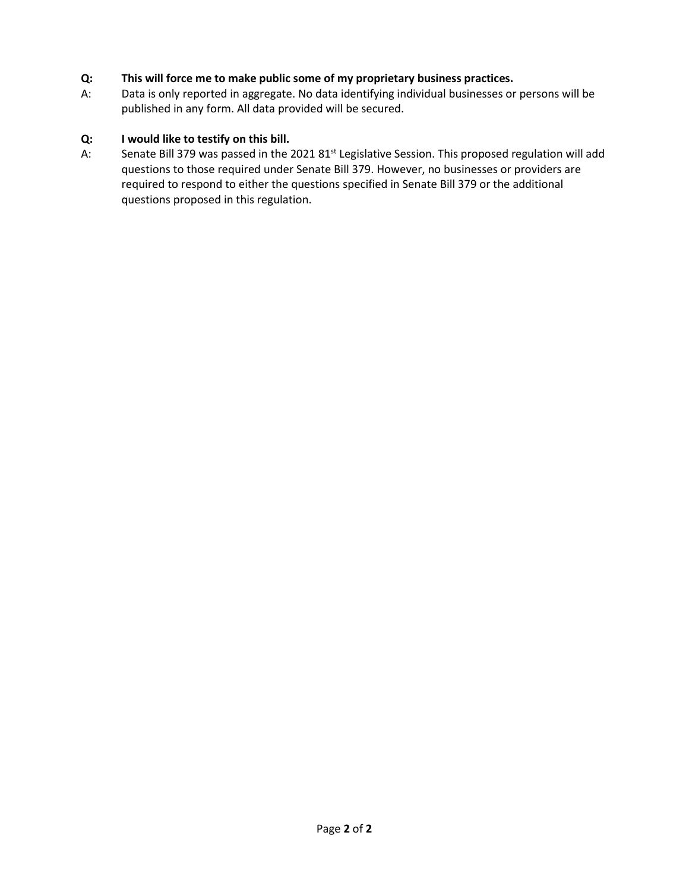**Q: This will force me to make public some of my proprietary business practices.**

A: Data is only reported in aggregate. No data identifying individual businesses or persons will be published in any form. All data provided will be secured.

**Q: I would like to testify on this bill.**

A: Senate Bill 379 was passed in the 2021 81st Legislative Session. This proposed regulation will add questions to those required under Senate Bill 379. However, no businesses or providers are required to respond to either the questions specified in Senate Bill 379 or the additional questions proposed in this regulation.